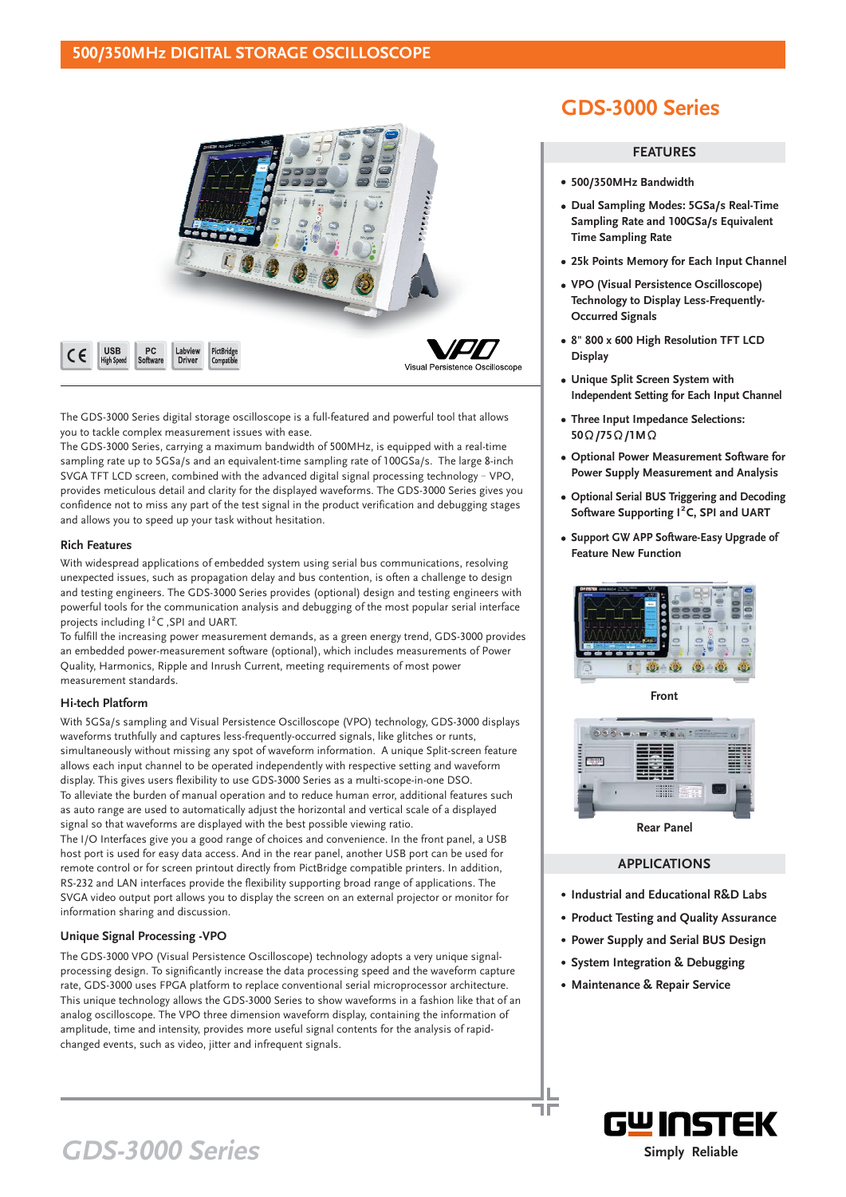# 500/350MHz DIGITAL STORAGE OSCILLOSCOPE

## GDS-3000 Series

The GDS-3000 Series digital storage oscilloscope is a full-featured and powerful tool that allows you to tackle complex measurement issues with ease.
The GDS-3000 Series, carrying a maximum bandwidth of 500MHz, is equipped with a real-time sampling rate up to 5GSa/s and an equivalent-time sampling rate of 100GSa/s. The large 8-inch SVGA TFT LCD screen, combined with the advanced digital signal processing technology - VPO, provides meticulous detail and clarity for the displayed waveforms. The GDS-3000 Series gives you confidence not to miss any part of the test signal in the product verification and debugging stages and allows you to speed up your task without hesitation.

### Rich Features

With widespread applications of embedded system using serial bus communications, resolving unexpected issues, such as propagation delay and bus contention, is often a challenge to design and testing engineers. The GDS-3000 Series provides (optional) design and testing engineers with powerful tools for the communication analysis and debugging of the most popular serial interface projects including $I^2C$ ,SPI and UART.
To fulfill the increasing power measurement demands, as a green energy trend, GDS-3000 provides an embedded power-measurement software (optional), which includes measurements of Power Quality, Harmonics, Ripple and Inrush Current, meeting requirements of most power measurement standards.

### Hi-tech Platform

With 5GSa/s sampling and Visual Persistence Oscilloscope (VPO) technology, GDS-3000 displays waveforms truthfully and captures less-frequently-occurred signals, like glitches or runts, simultaneously without missing any spot of waveform information. A unique Split-screen feature allows each input channel to be operated independently with respective setting and waveform display. This gives users flexibility to use GDS-3000 Series as a multi-scope-in-one DSO.
To alleviate the burden of manual operation and to reduce human error, additional features such as auto range are used to automatically adjust the horizontal and vertical scale of a displayed signal so that waveforms are displayed with the best possible viewing ratio.
The I/O Interfaces give you a good range of choices and convenience. In the front panel, a USB host port is used for easy data access. And in the rear panel, another USB port can be used for remote control or for screen printout directly from PictBridge compatible printers. In addition, RS-232 and LAN interfaces provide the flexibility supporting broad range of applications. The SVGA video output port allows you to display the screen on an external projector or monitor for information sharing and discussion.

### Unique Signal Processing -VPO

The GDS-3000 VPO (Visual Persistence Oscilloscope) technology adopts a very unique signal-processing design. To significantly increase the data processing speed and the waveform capture rate, GDS-3000 uses FPGA platform to replace conventional serial microprocessor architecture. This unique technology allows the GDS-3000 Series to show waveforms in a fashion like that of an analog oscilloscope. The VPO three dimension waveform display, containing the information of amplitude, time and intensity, provides more useful signal contents for the analysis of rapid-changed events, such as video, jitter and infrequent signals.

### FEATURES

- 500/350MHz Bandwidth
- Dual Sampling Modes: 5GSa/s Real-Time Sampling Rate and 100GSa/s Equivalent Time Sampling Rate
- 25k Points Memory for Each Input Channel
- VPO (Visual Persistence Oscilloscope) Technology to Display Less-Frequently-Occurred Signals
- 8" 800 x 600 High Resolution TFT LCD Display
- Unique Split Screen System with Independent Setting for Each Input Channel
- Three Input Impedance Selections: 50Ω/75Ω/1MΩ
- Optional Power Measurement Software for Power Supply Measurement and Analysis
- Optional Serial BUS Triggering and Decoding Software Supporting $I^2C$, SPI and UART
- Support GW APP Software-Easy Upgrade of Feature New Function

Front

Rear Panel

### APPLICATIONS

- Industrial and Educational R&D Labs
- Product Testing and Quality Assurance
- Power Supply and Serial BUS Design
- System Integration & Debugging
- Maintenance & Repair Service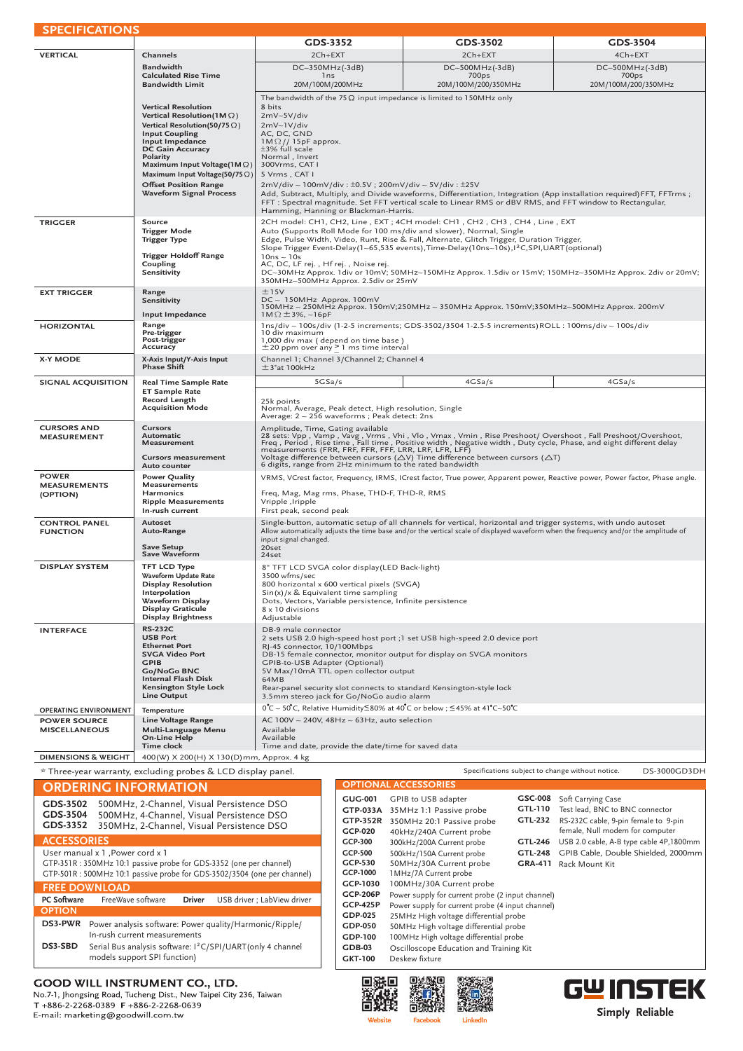## SPECIFICATIONS

| | | GDS-3352 | GDS-3502 | GDS-3504 |
|---|---|---|---|---|
| VERTICAL | Channels | 2Ch+EXT | 2Ch+EXT | 4Ch+EXT |
| | Bandwidth | DC~350MHz(-3dB) | DC~500MHz(-3dB) | DC~500MHz(-3dB) |
| | Calculated Rise Time | 1ns | 700ps | 700ps |
| | Bandwidth Limit | 20M/100M/200MHz | 20M/100M/200/350MHz | 20M/100M/200/350MHz |
| | | The bandwidth of the 75Ω input impedance is limited to 150MHz only | | |
| | Vertical Resolution | 8 bits | | |
| | Vertical Resolution(1MΩ) | 2mV~5V/div | | |
| | Vertical Resolution(50/75Ω) | 2mV~1V/div | | |
| | Input Coupling | AC, DC, GND | | |
| | Input Impedance | 1MΩ// 15pF approx. | | |
| | DC Gain Accuracy | ±3% full scale | | |
| | Polarity | Normal , Invert | | |
| | Maximum Input Voltage(1MΩ) | 300Vrms, CAT I | | |
| | Maximum Input Voltage(50/75Ω) | 5 Vrms , CAT I | | |
| | Offset Position Range | 2mV/div ~ 100mV/div : ±0.5V ; 200mV/div ~ 5V/div : ±25V | | |
| | Waveform Signal Process | Add, Subtract, Multiply, and Divide waveforms, Differentiation, Integration (App installation required) FFT, FFTrms ; FFT : Spectral magnitude. Set FFT vertical scale to Linear RMS or dBV RMS, and FFT window to Rectangular, Hamming, Hanning or Blackman-Harris. | | |
| TRIGGER | Source | 2CH model: CH1, CH2, Line , EXT ; 4CH model: CH1 , CH2 , CH3 , CH4 , Line , EXT | | |
| | Trigger Mode | Auto (Supports Roll Mode for 100 ms/div and slower), Normal, Single | | |
| | Trigger Type | Edge, Pulse Width, Video, Runt, Rise & Fall, Alternate, Glitch Trigger, Duration Trigger, Slope Trigger Event-Delay(1~65,535 events),Time-Delay(10ns~10s),I²C,SPI,UART(optional) | | |
| | Trigger Holdoff Range | 10ns ~ 10s | | |
| | Coupling | AC, DC, LF rej. , Hf rej. , Noise rej. | | |
| | Sensitivity | DC~30MHz Approx. 1div or 10mV; 50MHz~150MHz Approx. 1.5div or 15mV; 150MHz~350MHz Approx. 2div or 20mV; 350MHz~500MHz Approx. 2.5div or 25mV | | |
| EXT TRIGGER | Range | ±15V | | |
| | Sensitivity | DC ~ 150MHz Approx. 100mV 150MHz ~ 250MHz Approx. 150mV;250MHz ~ 350MHz Approx. 150mV;350MHz~500MHz Approx. 200mV | | |
| | Input Impedance | 1MΩ±3%, ~16pF | | |
| HORIZONTAL | Range | 1ns/div ~ 100s/div (1-2-5 increments; GDS-3502/3504 1-2.5-5 increments) ROLL : 100ms/div ~ 100s/div | | |
| | Pre-trigger | 10 div maximum | | |
| | Post-trigger | 1,000 div max ( depend on time base ) | | |
| | Accuracy | ±20 ppm over any ≥ 1 ms time interval | | |
| X-Y MODE | X-Axis Input/Y-Axis Input | Channel 1; Channel 3/Channel 2; Channel 4 | | |
| | Phase Shift | ±3°at 100kHz | | |
| SIGNAL ACQUISITION | Real Time Sample Rate | 5GSa/s | 4GSa/s | 4GSa/s |
| | ET Sample Rate | | | |
| | Record Length | 25k points | | |
| | Acquisition Mode | Normal, Average, Peak detect, High resolution, Single Average: 2 ~ 256 waveforms ; Peak detect: 2ns | | |
| CURSORS AND MEASUREMENT | Cursors | Amplitude, Time, Gating available | | |
| | Automatic Measurement | 28 sets: Vpp , Vamp , Vavg , Vrms , Vhi , Vlo , Vmax , Vmin , Rise Preshoot/ Overshoot , Fall Preshoot/Overshoot, Freq , Period , Rise time , Fall time , Positive width , Negative width , Duty cycle, Phase, and eight different delay measurements (FRR, FRF, FFR, FFF, LRR, LRF, LFR, LFF) | | |
| | Cursors measurement | Voltage difference between cursors (△V) Time difference between cursors (△T) | | |
| | Auto counter | 6 digits, range from 2Hz minimum to the rated bandwidth | | |
| POWER MEASUREMENTS (OPTION) | Power Quality Measurements | VRMS, VCrest factor, Frequency, IRMS, ICrest factor, True power, Apparent power, Reactive power, Power factor, Phase angle. | | |
| | Harmonics | Freq, Mag, Mag rms, Phase, THD-F, THD-R, RMS | | |
| | Ripple Measurements | Vripple ,Iripple | | |
| | In-rush current | First peak, second peak | | |
| CONTROL PANEL FUNCTION | Autoset | Single-button, automatic setup of all channels for vertical, horizontal and trigger systems, with undo autoset | | |
| | Auto-Range | Allow automatically adjusts the time base and/or the vertical scale of displayed waveform when the frequency and/or the amplitude of input signal changed. | | |
| | Save Setup | 20set | | |
| | Save Waveform | 24set | | |
| DISPLAY SYSTEM | TFT LCD Type | 8" TFT LCD SVGA color display(LED Back-light) | | |
| | Waveform Update Rate | 3500 wfms/sec | | |
| | Display Resolution | 800 horizontal x 600 vertical pixels (SVGA) | | |
| | Interpolation | Sin(x)/x & Equivalent time sampling | | |
| | Waveform Display | Dots, Vectors, Variable persistence, Infinite persistence | | |
| | Display Graticule | 8 x 10 divisions | | |
| | Display Brightness | Adjustable | | |
| INTERFACE | RS-232C | DB-9 male connector | | |
| | USB Port | 2 sets USB 2.0 high-speed host port ;1 set USB high-speed 2.0 device port | | |
| | Ethernet Port | RJ-45 connector, 10/100Mbps | | |
| | SVGA Video Port | DB-15 female connector, monitor output for display on SVGA monitors | | |
| | GPIB | GPIB-to-USB Adapter (Optional) | | |
| | Go/NoGo BNC | 5V Max/10mA TTL open collector output | | |
| | Internal Flash Disk | 64MB | | |
| | Kensington Style Lock | Rear-panel security slot connects to standard Kensington-style lock | | |
| | Line Output | 3.5mm stereo jack for Go/NoGo audio alarm | | |
| OPERATING ENVIRONMENT | Temperature | 0°C ~ 50°C, Relative Humidity≤80% at 40°C or below ; ≤45% at 41°C~50°C | | |
| POWER SOURCE | Line Voltage Range | AC 100V ~ 240V, 48Hz ~ 63Hz, auto selection | | |
| MISCELLANEOUS | Multi-Language Menu | Available | | |
| | On-Line Help | Available | | |
| | Time clock | Time and date, provide the date/time for saved data | | |
| DIMENSIONS & WEIGHT | 400(W) X 200(H) X 130(D)mm, Approx. 4 kg | | | |

* Three-year warranty, excluding probes & LCD display panel.

Specifications subject to change without notice. DS-3000GD3DH

## ORDERING INFORMATION

**GDS-3502** 500MHz, 2-Channel, Visual Persistence DSO
**GDS-3504** 500MHz, 4-Channel, Visual Persistence DSO
**GDS-3352** 350MHz, 2-Channel, Visual Persistence DSO

## ACCESSORIES

User manual x 1 ,Power cord x 1
GTP-351R : 350MHz 10:1 passive probe for GDS-3352 (one per channel)
GTP-501R : 500MHz 10:1 passive probe for GDS-3502/3504 (one per channel)

## FREE DOWNLOAD

**PC Software** FreeWave software **Driver** USB driver ; LabView driver

## OPTION

**DS3-PWR** Power analysis software: Power quality/Harmonic/Ripple/In-rush current measurements
**DS3-SBD** Serial Bus analysis software: I²C/SPI/UART(only 4 channel models support SPI function)

## OPTIONAL ACCESSORIES

**GUG-001** GPIB to USB adapter
**GTP-033A** 35MHz 1:1 Passive probe
**GTP-352R** 350MHz 20:1 Passive probe
**GCP-020** 40kHz/240A Current probe
**GCP-300** 300kHz/200A Current probe
**GCP-500** 500kHz/150A Current probe
**GCP-530** 50MHz/30A Current probe
**GCP-1000** 1MHz/7A Current probe
**GCP-1030** 100MHz/30A Current probe
**GCP-206P** Power supply for current probe (2 input channel)
**GCP-425P** Power supply for current probe (4 input channel)
**GDP-025** 25MHz High voltage differential probe
**GDP-050** 50MHz High voltage differential probe
**GDP-100** 100MHz High voltage differential probe
**GDB-03** Oscilloscope Education and Training Kit
**GKT-100** Deskew fixture
**GSC-008** Soft Carrying Case
**GTL-110** Test lead, BNC to BNC connector
**GTL-232** RS-232C cable, 9-pin female to 9-pin female, Null modem for computer
**GTL-246** USB 2.0 cable, A-B type cable 4P,1800mm
**GTL-248** GPIB Cable, Double Shielded, 2000mm
**GRA-411** Rack Mount Kit

**GOOD WILL INSTRUMENT CO., LTD.**
No.7-1, Jhongsing Road, Tucheng Dist., New Taipei City 236, Taiwan
**T** +886-2-2268-0389 **F** +886-2-2268-0639
E-mail: marketing@goodwill.com.tw

Website Facebook LinkedIn

GW INSTEK
Simply Reliable